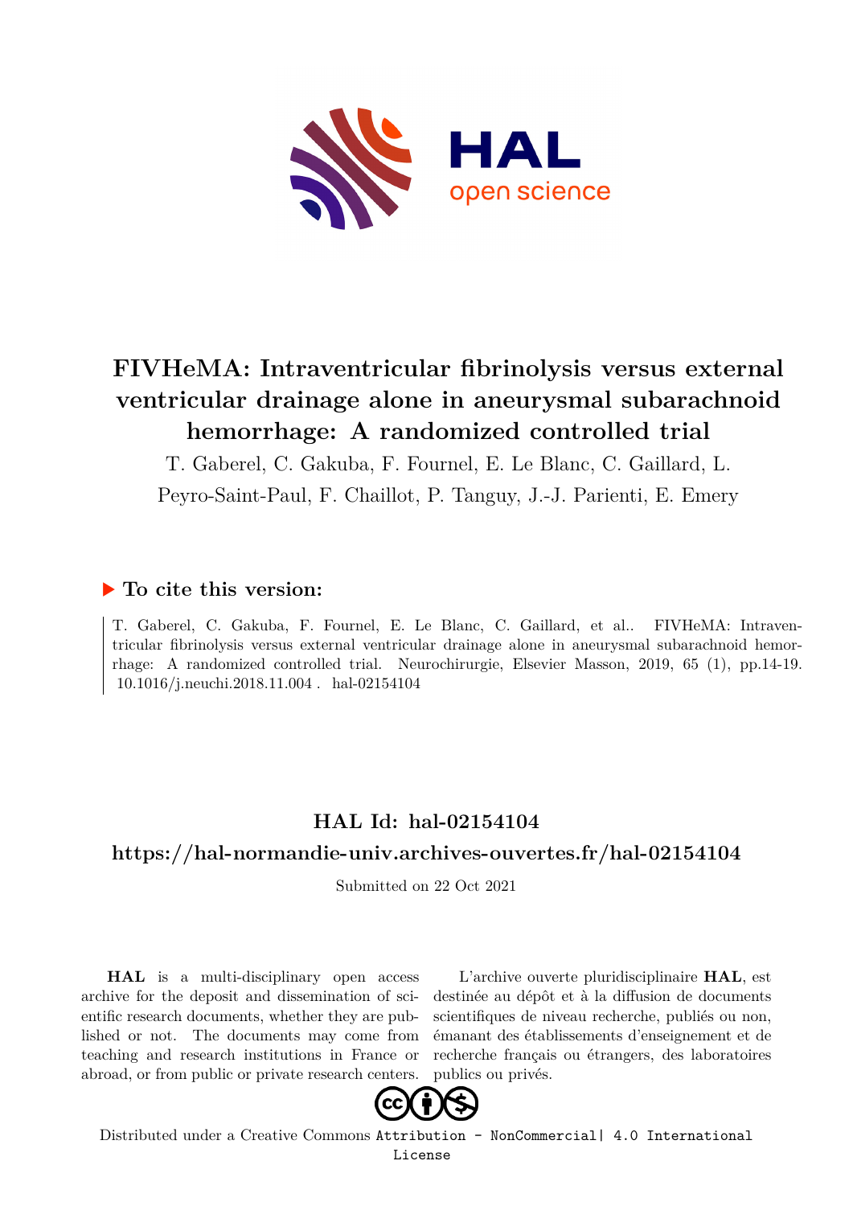# FIVHeMA: Intraventricular fibrinolysis versus external ventricular drainage alone in aneurysmal subarachnoid hemorrhage: A randomized controlled trial

T. Gaberel, C. Gakuba, F. Fournel, E. Le Blanc, C. Gaillard, L. Peyro-Saint-Paul, F. Chaillot, P. Tanguy, J.-J. Parienti, E. Emery

## ▶ To cite this version:

T. Gaberel, C. Gakuba, F. Fournel, E. Le Blanc, C. Gaillard, et al.. FIVHeMA: Intraventricular fibrinolysis versus external ventricular drainage alone in aneurysmal subarachnoid hemorrhage: A randomized controlled trial. Neurochirurgie, Elsevier Masson, 2019, 65 (1), pp.14-19. 10.1016/j.neuchi.2018.11.004 . hal-02154104

## HAL Id: hal-02154104

## https://hal-normandie-univ.archives-ouvertes.fr/hal-02154104

Submitted on 22 Oct 2021

**HAL** is a multi-disciplinary open access archive for the deposit and dissemination of scientific research documents, whether they are published or not. The documents may come from teaching and research institutions in France or abroad, or from public or private research centers.

L'archive ouverte pluridisciplinaire **HAL**, est destinée au dépôt et à la diffusion de documents scientifiques de niveau recherche, publiés ou non, émanant des établissements d'enseignement et de recherche français ou étrangers, des laboratoires publics ou privés.

Distributed under a Creative Commons Attribution - NonCommercial| 4.0 International License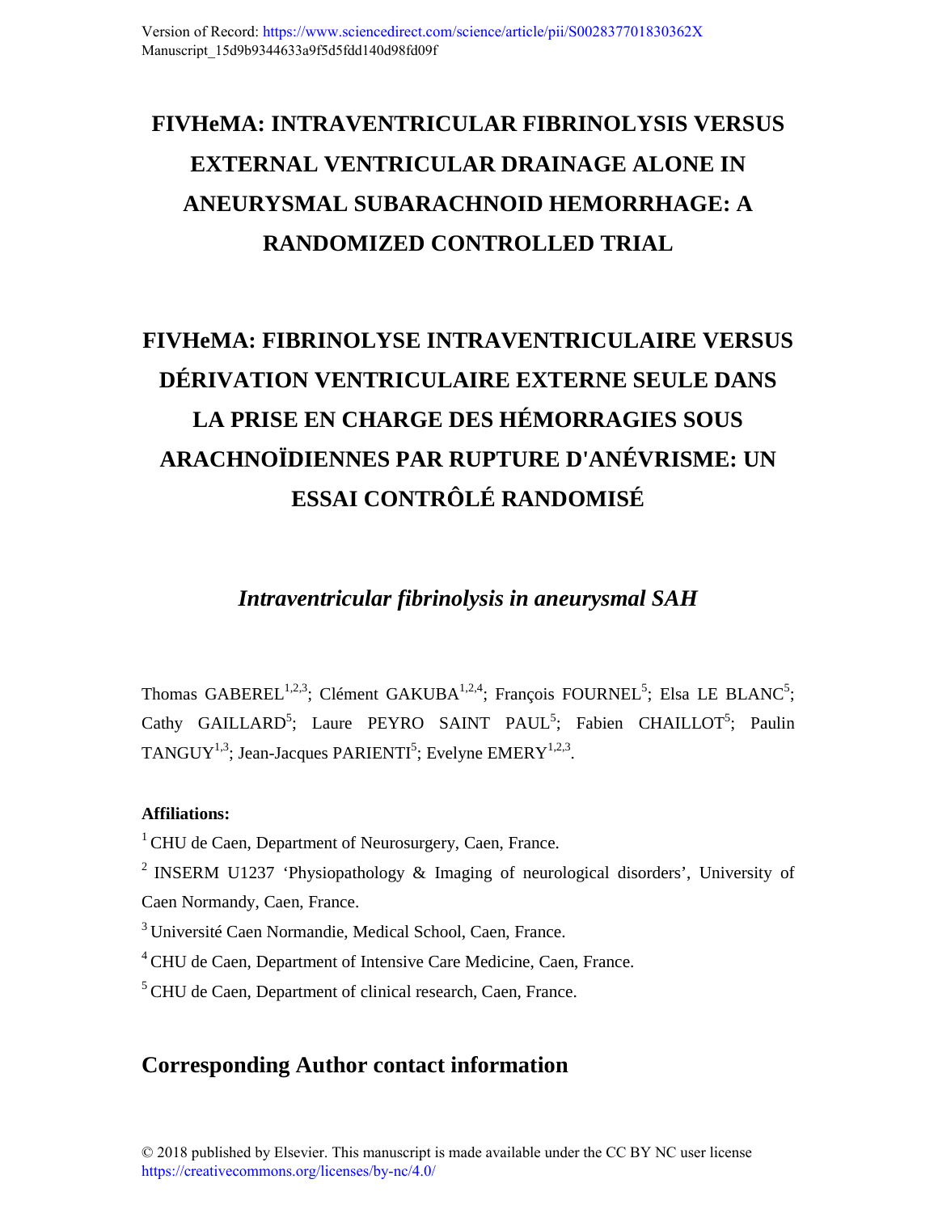Version of Record: https://www.sciencedirect.com/science/article/pii/S002837701830362X
Manuscript_15d9b9344633a9f5d5fdd140d98fd09f

# FIVHeMA: INTRAVENTRICULAR FIBRINOLYSIS VERSUS EXTERNAL VENTRICULAR DRAINAGE ALONE IN ANEURYSMAL SUBARACHNOID HEMORRHAGE: A RANDOMIZED CONTROLLED TRIAL

# FIVHeMA: FIBRINOLYSE INTRAVENTRICULAIRE VERSUS DÉRIVATION VENTRICULAIRE EXTERNE SEULE DANS LA PRISE EN CHARGE DES HÉMORRAGIES SOUS ARACHNOÏDIENNES PAR RUPTURE D'ANÉVRISME: UN ESSAI CONTRÔLÉ RANDOMISÉ

### *Intraventricular fibrinolysis in aneurysmal SAH*

Thomas GABEREL[1,2,3]; Clément GAKUBA[1,2,4]; François FOURNEL[5]; Elsa LE BLANC[5]; Cathy GAILLARD[5]; Laure PEYRO SAINT PAUL[5]; Fabien CHAILLOT[5]; Paulin TANGUY[1,3]; Jean-Jacques PARIENTI[5]; Evelyne EMERY[1,2,3].

**Affiliations:**

[1] CHU de Caen, Department of Neurosurgery, Caen, France.

[2] INSERM U1237 'Physiopathology & Imaging of neurological disorders', University of Caen Normandy, Caen, France.

[3] Université Caen Normandie, Medical School, Caen, France.

[4] CHU de Caen, Department of Intensive Care Medicine, Caen, France.

[5] CHU de Caen, Department of clinical research, Caen, France.

## Corresponding Author contact information

© 2018 published by Elsevier. This manuscript is made available under the CC BY NC user license https://creativecommons.org/licenses/by-nc/4.0/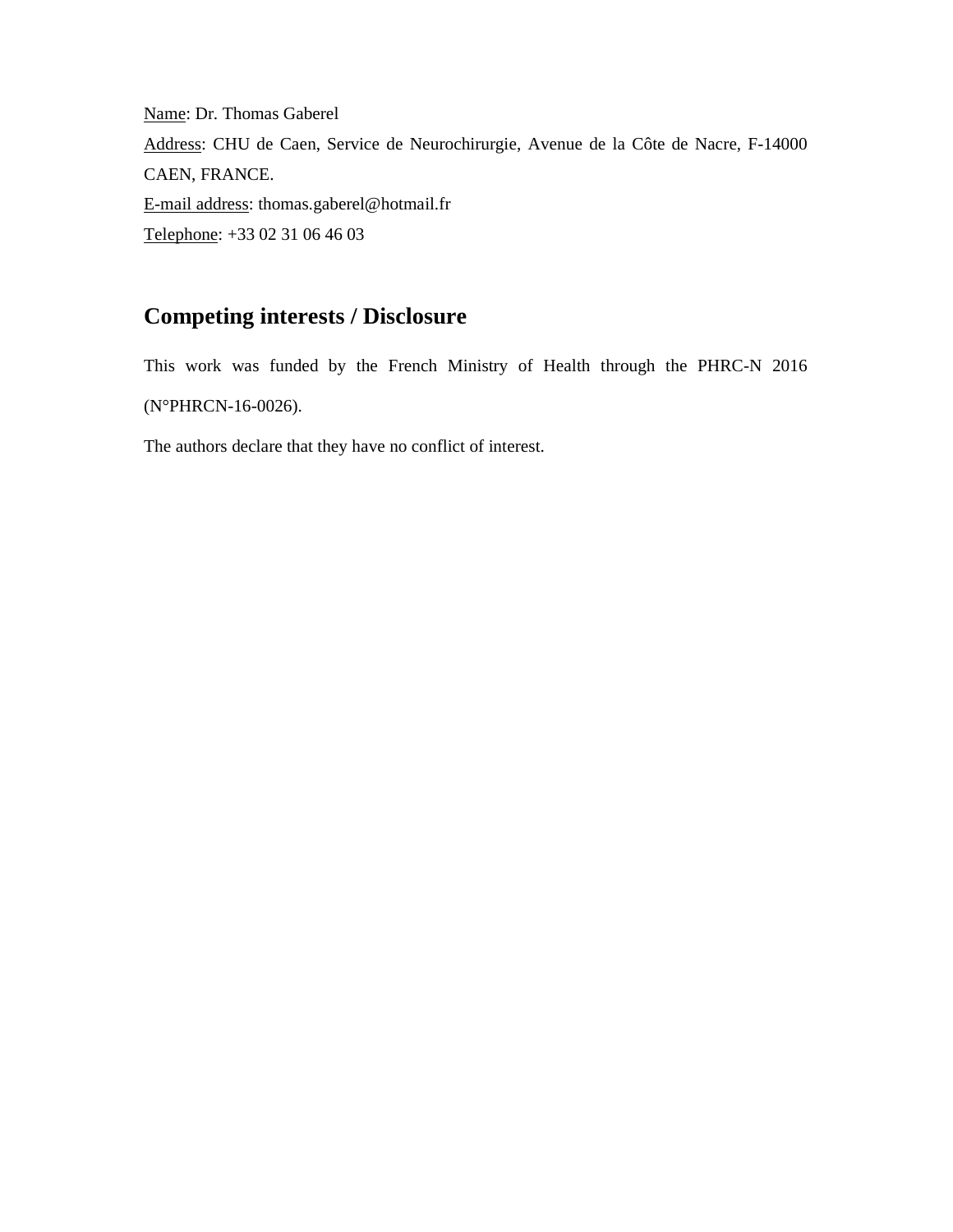Name: Dr. Thomas Gaberel

Address: CHU de Caen, Service de Neurochirurgie, Avenue de la Côte de Nacre, F-14000 CAEN, FRANCE.

E-mail address: thomas.gaberel@hotmail.fr

Telephone: +33 02 31 06 46 03

## Competing interests / Disclosure

This work was funded by the French Ministry of Health through the PHRC-N 2016 (N°PHRCN-16-0026).

The authors declare that they have no conflict of interest.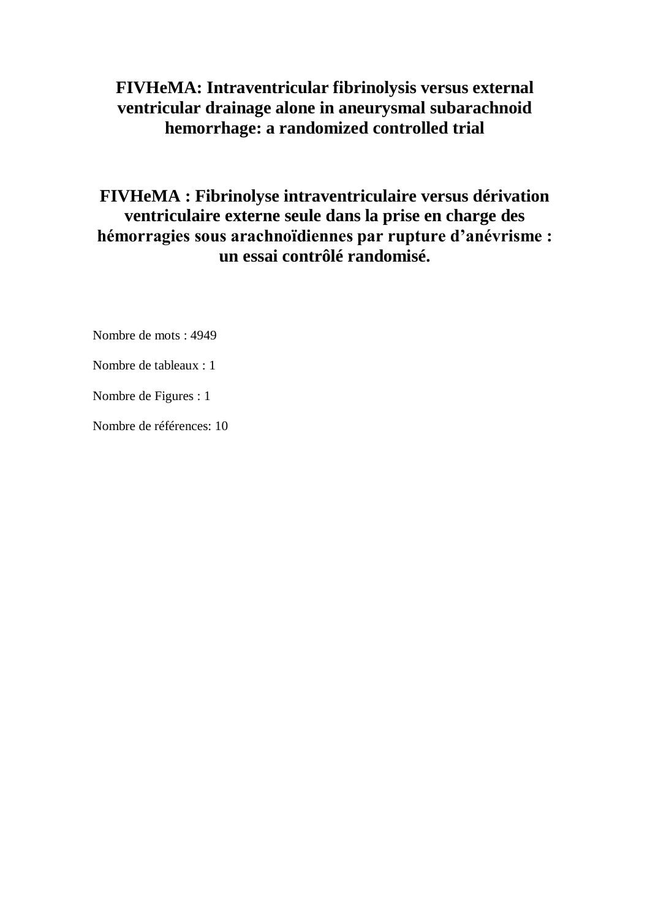# FIVHeMA: Intraventricular fibrinolysis versus external ventricular drainage alone in aneurysmal subarachnoid hemorrhage: a randomized controlled trial

# FIVHeMA : Fibrinolyse intraventriculaire versus dérivation ventriculaire externe seule dans la prise en charge des hémorragies sous arachnoïdiennes par rupture d'anévrisme : un essai contrôlé randomisé.

Nombre de mots : 4949

Nombre de tableaux : 1

Nombre de Figures : 1

Nombre de références: 10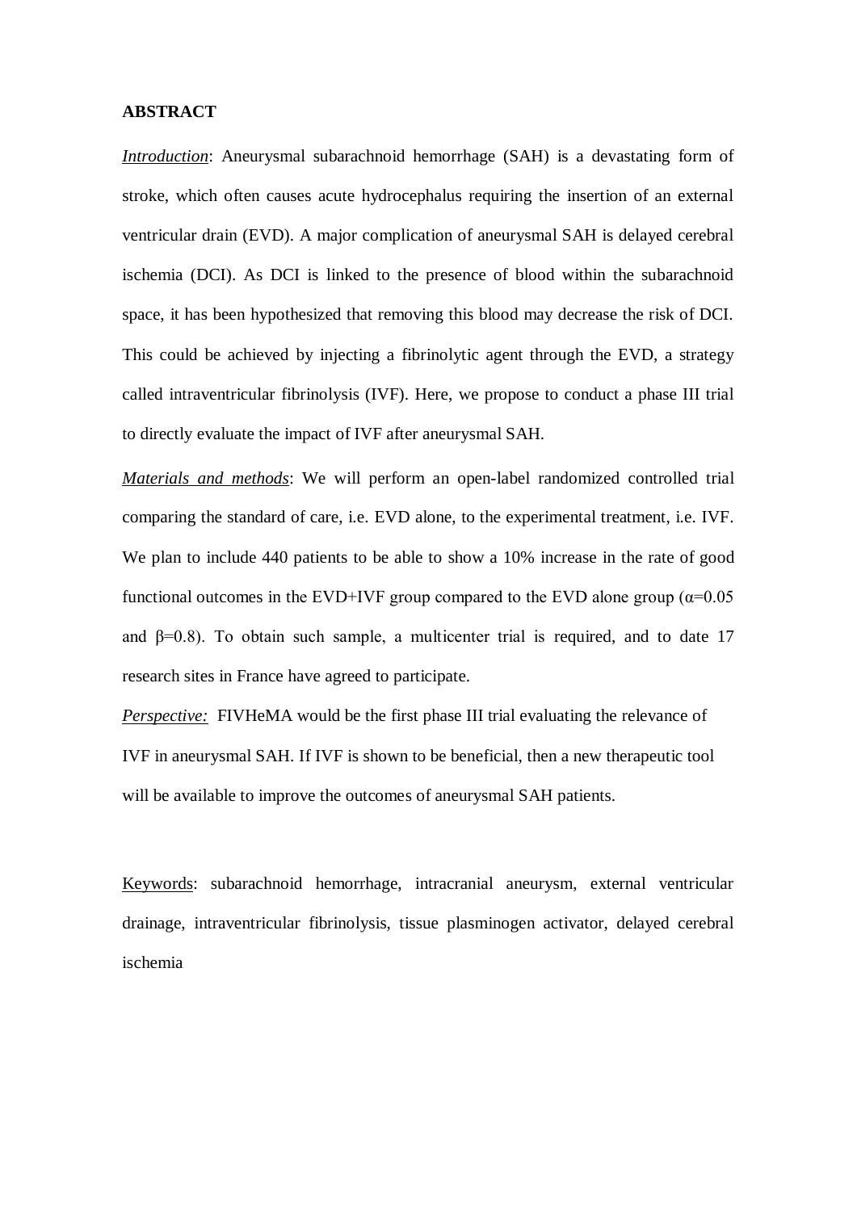**ABSTRACT**

*Introduction*: Aneurysmal subarachnoid hemorrhage (SAH) is a devastating form of stroke, which often causes acute hydrocephalus requiring the insertion of an external ventricular drain (EVD). A major complication of aneurysmal SAH is delayed cerebral ischemia (DCI). As DCI is linked to the presence of blood within the subarachnoid space, it has been hypothesized that removing this blood may decrease the risk of DCI. This could be achieved by injecting a fibrinolytic agent through the EVD, a strategy called intraventricular fibrinolysis (IVF). Here, we propose to conduct a phase III trial to directly evaluate the impact of IVF after aneurysmal SAH.

*Materials and methods*: We will perform an open-label randomized controlled trial comparing the standard of care, i.e. EVD alone, to the experimental treatment, i.e. IVF. We plan to include 440 patients to be able to show a 10% increase in the rate of good functional outcomes in the EVD+IVF group compared to the EVD alone group ($\alpha$=0.05 and $\beta$=0.8). To obtain such sample, a multicenter trial is required, and to date 17 research sites in France have agreed to participate.

*Perspective:* FIVHeMA would be the first phase III trial evaluating the relevance of IVF in aneurysmal SAH. If IVF is shown to be beneficial, then a new therapeutic tool will be available to improve the outcomes of aneurysmal SAH patients.

Keywords: subarachnoid hemorrhage, intracranial aneurysm, external ventricular drainage, intraventricular fibrinolysis, tissue plasminogen activator, delayed cerebral ischemia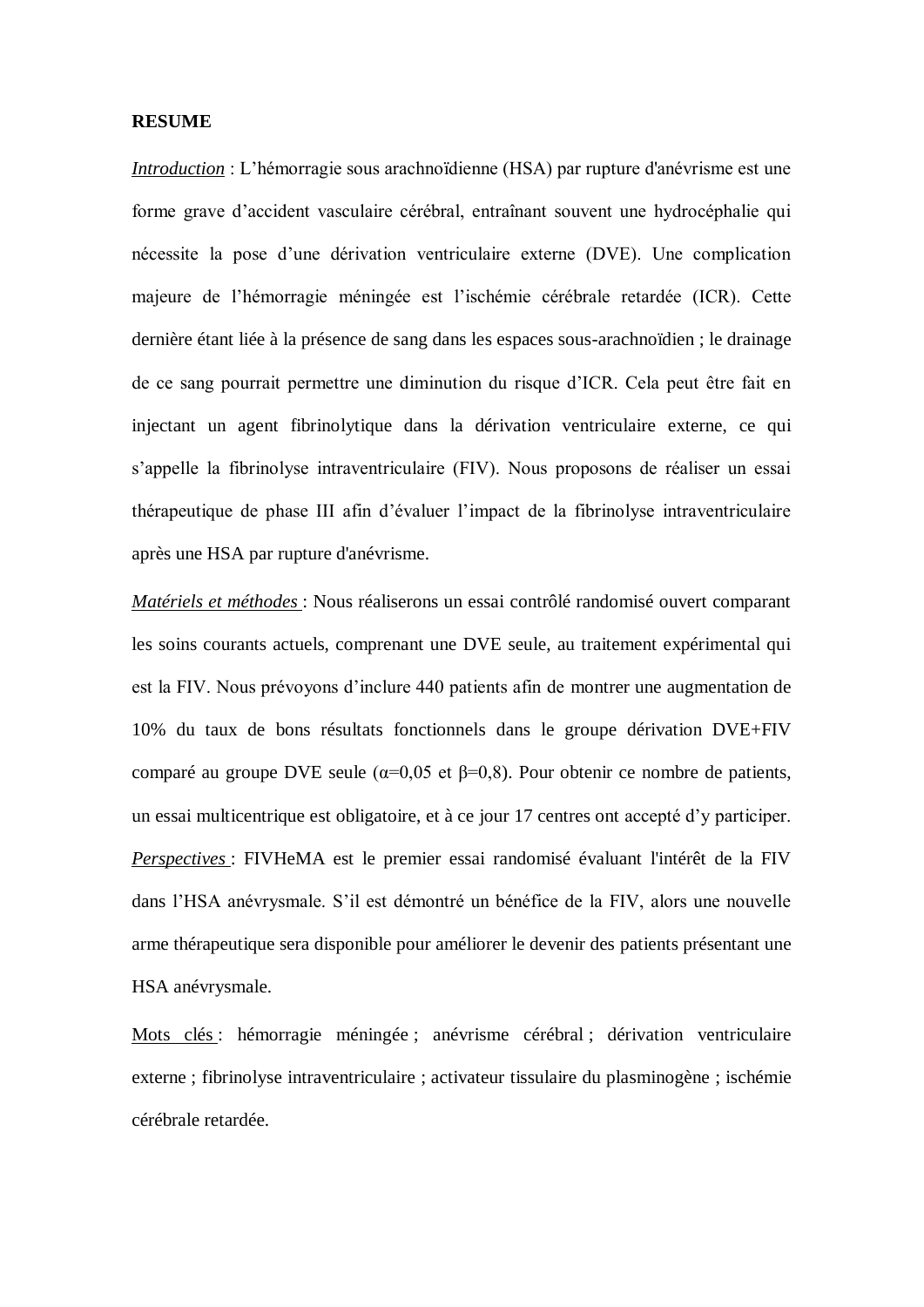**RESUME**

*Introduction* : L'hémorragie sous arachnoïdienne (HSA) par rupture d'anévrisme est une forme grave d'accident vasculaire cérébral, entraînant souvent une hydrocéphalie qui nécessite la pose d'une dérivation ventriculaire externe (DVE). Une complication majeure de l'hémorragie méningée est l'ischémie cérébrale retardée (ICR). Cette dernière étant liée à la présence de sang dans les espaces sous-arachnoïdien ; le drainage de ce sang pourrait permettre une diminution du risque d'ICR. Cela peut être fait en injectant un agent fibrinolytique dans la dérivation ventriculaire externe, ce qui s'appelle la fibrinolyse intraventriculaire (FIV). Nous proposons de réaliser un essai thérapeutique de phase III afin d'évaluer l'impact de la fibrinolyse intraventriculaire après une HSA par rupture d'anévrisme.

*Matériels et méthodes* : Nous réaliserons un essai contrôlé randomisé ouvert comparant les soins courants actuels, comprenant une DVE seule, au traitement expérimental qui est la FIV. Nous prévoyons d'inclure 440 patients afin de montrer une augmentation de 10% du taux de bons résultats fonctionnels dans le groupe dérivation DVE+FIV comparé au groupe DVE seule ($\alpha$=0,05 et $\beta$=0,8). Pour obtenir ce nombre de patients, un essai multicentrique est obligatoire, et à ce jour 17 centres ont accepté d'y participer.

*Perspectives* : FIVHeMA est le premier essai randomisé évaluant l'intérêt de la FIV dans l'HSA anévrysmale. S'il est démontré un bénéfice de la FIV, alors une nouvelle arme thérapeutique sera disponible pour améliorer le devenir des patients présentant une HSA anévrysmale.

Mots clés : hémorragie méningée ; anévrisme cérébral ; dérivation ventriculaire externe ; fibrinolyse intraventriculaire ; activateur tissulaire du plasminogène ; ischémie cérébrale retardée.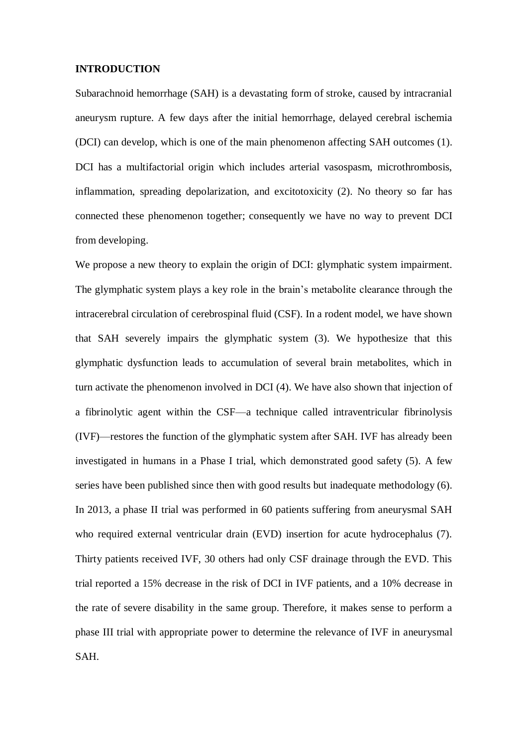**INTRODUCTION**

Subarachnoid hemorrhage (SAH) is a devastating form of stroke, caused by intracranial aneurysm rupture. A few days after the initial hemorrhage, delayed cerebral ischemia (DCI) can develop, which is one of the main phenomenon affecting SAH outcomes (1). DCI has a multifactorial origin which includes arterial vasospasm, microthrombosis, inflammation, spreading depolarization, and excitotoxicity (2). No theory so far has connected these phenomenon together; consequently we have no way to prevent DCI from developing.

We propose a new theory to explain the origin of DCI: glymphatic system impairment. The glymphatic system plays a key role in the brain's metabolite clearance through the intracerebral circulation of cerebrospinal fluid (CSF). In a rodent model, we have shown that SAH severely impairs the glymphatic system (3). We hypothesize that this glymphatic dysfunction leads to accumulation of several brain metabolites, which in turn activate the phenomenon involved in DCI (4). We have also shown that injection of a fibrinolytic agent within the CSF—a technique called intraventricular fibrinolysis (IVF)—restores the function of the glymphatic system after SAH. IVF has already been investigated in humans in a Phase I trial, which demonstrated good safety (5). A few series have been published since then with good results but inadequate methodology (6). In 2013, a phase II trial was performed in 60 patients suffering from aneurysmal SAH who required external ventricular drain (EVD) insertion for acute hydrocephalus (7). Thirty patients received IVF, 30 others had only CSF drainage through the EVD. This trial reported a 15% decrease in the risk of DCI in IVF patients, and a 10% decrease in the rate of severe disability in the same group. Therefore, it makes sense to perform a phase III trial with appropriate power to determine the relevance of IVF in aneurysmal SAH.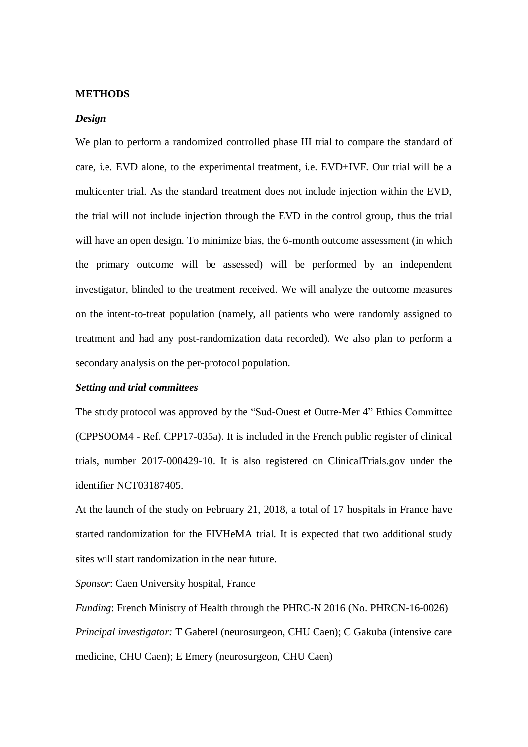## METHODS

### *Design*

We plan to perform a randomized controlled phase III trial to compare the standard of care, i.e. EVD alone, to the experimental treatment, i.e. EVD+IVF. Our trial will be a multicenter trial. As the standard treatment does not include injection within the EVD, the trial will not include injection through the EVD in the control group, thus the trial will have an open design. To minimize bias, the 6-month outcome assessment (in which the primary outcome will be assessed) will be performed by an independent investigator, blinded to the treatment received. We will analyze the outcome measures on the intent-to-treat population (namely, all patients who were randomly assigned to treatment and had any post-randomization data recorded). We also plan to perform a secondary analysis on the per-protocol population.

### *Setting and trial committees*

The study protocol was approved by the "Sud-Ouest et Outre-Mer 4" Ethics Committee (CPPSOOM4 - Ref. CPP17-035a). It is included in the French public register of clinical trials, number 2017-000429-10. It is also registered on ClinicalTrials.gov under the identifier NCT03187405.

At the launch of the study on February 21, 2018, a total of 17 hospitals in France have started randomization for the FIVHeMA trial. It is expected that two additional study sites will start randomization in the near future.

*Sponsor*: Caen University hospital, France

*Funding*: French Ministry of Health through the PHRC-N 2016 (No. PHRCN-16-0026)

*Principal investigator:* T Gaberel (neurosurgeon, CHU Caen); C Gakuba (intensive care medicine, CHU Caen); E Emery (neurosurgeon, CHU Caen)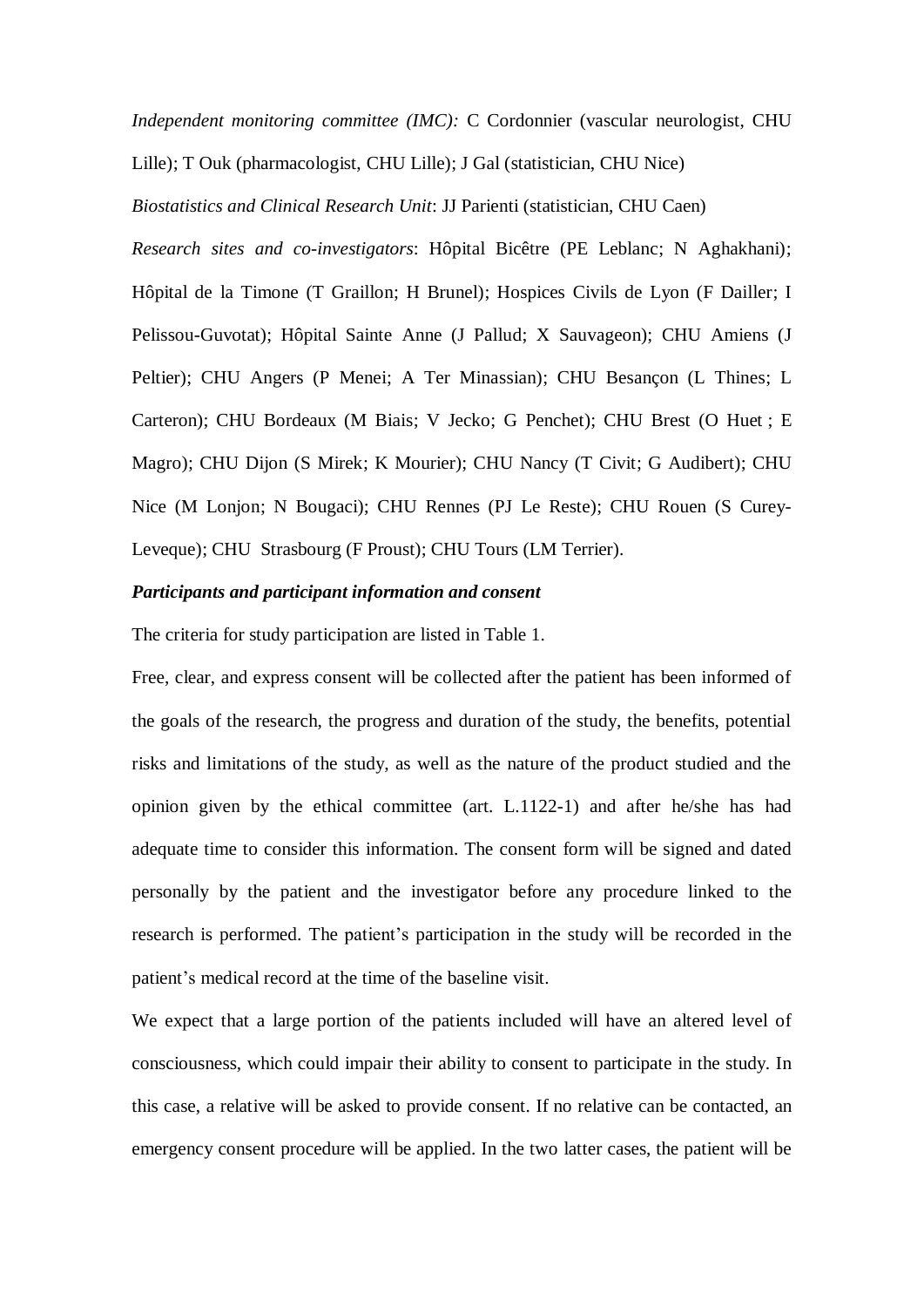*Independent monitoring committee (IMC):* C Cordonnier (vascular neurologist, CHU Lille); T Ouk (pharmacologist, CHU Lille); J Gal (statistician, CHU Nice)

*Biostatistics and Clinical Research Unit*: JJ Parienti (statistician, CHU Caen)

*Research sites and co-investigators*: Hôpital Bicêtre (PE Leblanc; N Aghakhani); Hôpital de la Timone (T Graillon; H Brunel); Hospices Civils de Lyon (F Dailler; I Pelissou-Guvotat); Hôpital Sainte Anne (J Pallud; X Sauvageon); CHU Amiens (J Peltier); CHU Angers (P Menei; A Ter Minassian); CHU Besançon (L Thines; L Carteron); CHU Bordeaux (M Biais; V Jecko; G Penchet); CHU Brest (O Huet ; E Magro); CHU Dijon (S Mirek; K Mourier); CHU Nancy (T Civit; G Audibert); CHU Nice (M Lonjon; N Bougaci); CHU Rennes (PJ Le Reste); CHU Rouen (S Curey-Leveque); CHU Strasbourg (F Proust); CHU Tours (LM Terrier).

***Participants and participant information and consent***

The criteria for study participation are listed in Table 1.

Free, clear, and express consent will be collected after the patient has been informed of the goals of the research, the progress and duration of the study, the benefits, potential risks and limitations of the study, as well as the nature of the product studied and the opinion given by the ethical committee (art. L.1122-1) and after he/she has had adequate time to consider this information. The consent form will be signed and dated personally by the patient and the investigator before any procedure linked to the research is performed. The patient's participation in the study will be recorded in the patient's medical record at the time of the baseline visit.

We expect that a large portion of the patients included will have an altered level of consciousness, which could impair their ability to consent to participate in the study. In this case, a relative will be asked to provide consent. If no relative can be contacted, an emergency consent procedure will be applied. In the two latter cases, the patient will be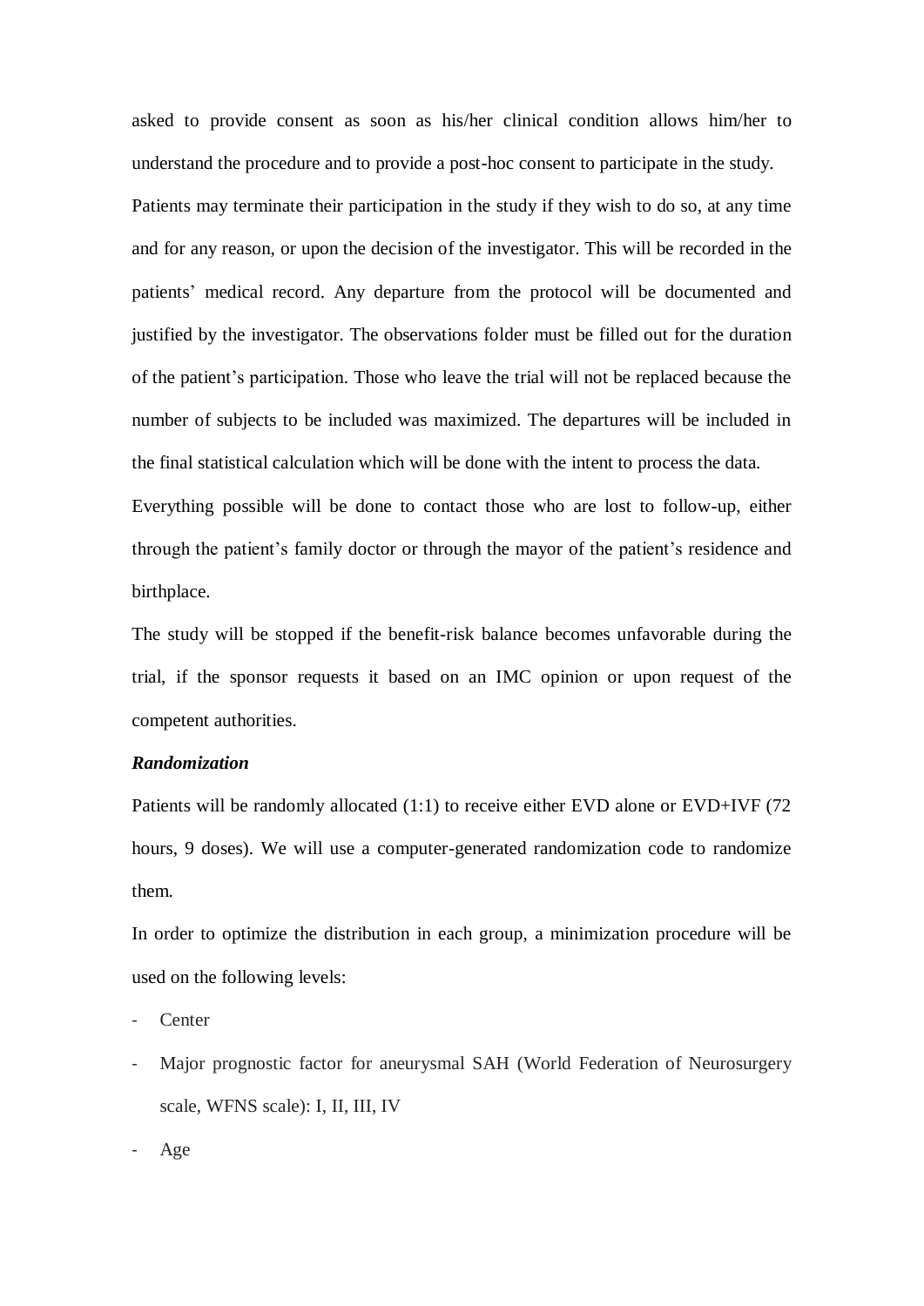asked to provide consent as soon as his/her clinical condition allows him/her to understand the procedure and to provide a post-hoc consent to participate in the study.

Patients may terminate their participation in the study if they wish to do so, at any time and for any reason, or upon the decision of the investigator. This will be recorded in the patients' medical record. Any departure from the protocol will be documented and justified by the investigator. The observations folder must be filled out for the duration of the patient's participation. Those who leave the trial will not be replaced because the number of subjects to be included was maximized. The departures will be included in the final statistical calculation which will be done with the intent to process the data.

Everything possible will be done to contact those who are lost to follow-up, either through the patient's family doctor or through the mayor of the patient's residence and birthplace.

The study will be stopped if the benefit-risk balance becomes unfavorable during the trial, if the sponsor requests it based on an IMC opinion or upon request of the competent authorities.

***Randomization***

Patients will be randomly allocated (1:1) to receive either EVD alone or EVD+IVF (72 hours, 9 doses). We will use a computer-generated randomization code to randomize them.

In order to optimize the distribution in each group, a minimization procedure will be used on the following levels:

- Center
- Major prognostic factor for aneurysmal SAH (World Federation of Neurosurgery scale, WFNS scale): I, II, III, IV
- Age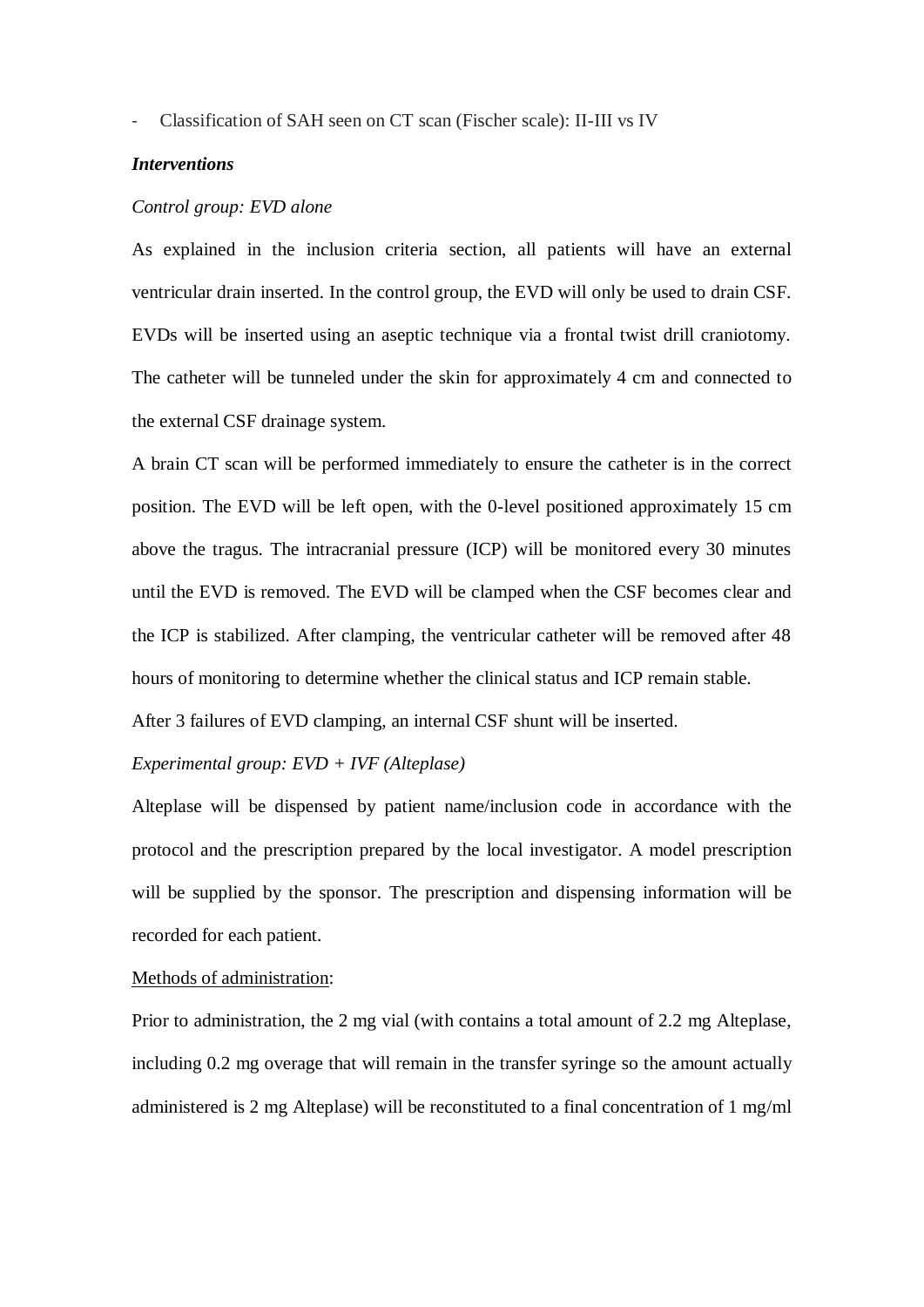- Classification of SAH seen on CT scan (Fischer scale): II-III vs IV

***Interventions***

*Control group: EVD alone*

As explained in the inclusion criteria section, all patients will have an external ventricular drain inserted. In the control group, the EVD will only be used to drain CSF. EVDs will be inserted using an aseptic technique via a frontal twist drill craniotomy. The catheter will be tunneled under the skin for approximately 4 cm and connected to the external CSF drainage system.

A brain CT scan will be performed immediately to ensure the catheter is in the correct position. The EVD will be left open, with the 0-level positioned approximately 15 cm above the tragus. The intracranial pressure (ICP) will be monitored every 30 minutes until the EVD is removed. The EVD will be clamped when the CSF becomes clear and the ICP is stabilized. After clamping, the ventricular catheter will be removed after 48 hours of monitoring to determine whether the clinical status and ICP remain stable.

After 3 failures of EVD clamping, an internal CSF shunt will be inserted.

*Experimental group: EVD + IVF (Alteplase)*

Alteplase will be dispensed by patient name/inclusion code in accordance with the protocol and the prescription prepared by the local investigator. A model prescription will be supplied by the sponsor. The prescription and dispensing information will be recorded for each patient.

<u>Methods of administration</u>:

Prior to administration, the 2 mg vial (with contains a total amount of 2.2 mg Alteplase, including 0.2 mg overage that will remain in the transfer syringe so the amount actually administered is 2 mg Alteplase) will be reconstituted to a final concentration of 1 mg/ml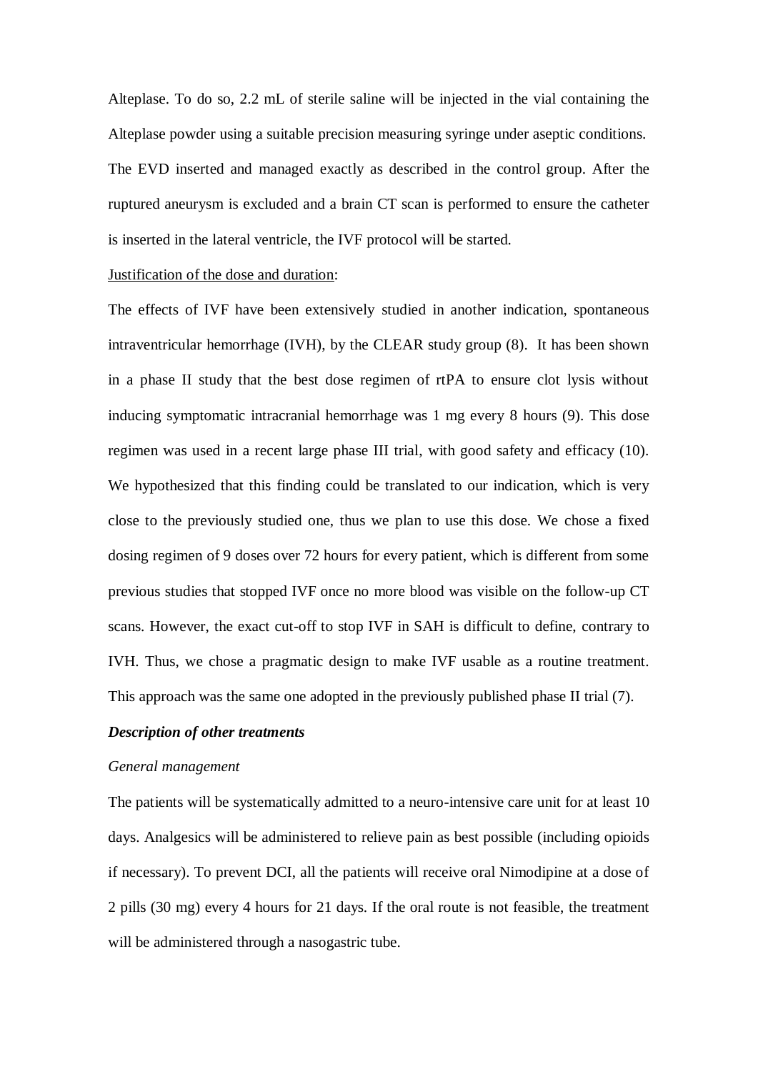Alteplase. To do so, 2.2 mL of sterile saline will be injected in the vial containing the Alteplase powder using a suitable precision measuring syringe under aseptic conditions. The EVD inserted and managed exactly as described in the control group. After the ruptured aneurysm is excluded and a brain CT scan is performed to ensure the catheter is inserted in the lateral ventricle, the IVF protocol will be started.

<u>Justification of the dose and duration</u>:

The effects of IVF have been extensively studied in another indication, spontaneous intraventricular hemorrhage (IVH), by the CLEAR study group (8). It has been shown in a phase II study that the best dose regimen of rtPA to ensure clot lysis without inducing symptomatic intracranial hemorrhage was 1 mg every 8 hours (9). This dose regimen was used in a recent large phase III trial, with good safety and efficacy (10). We hypothesized that this finding could be translated to our indication, which is very close to the previously studied one, thus we plan to use this dose. We chose a fixed dosing regimen of 9 doses over 72 hours for every patient, which is different from some previous studies that stopped IVF once no more blood was visible on the follow-up CT scans. However, the exact cut-off to stop IVF in SAH is difficult to define, contrary to IVH. Thus, we chose a pragmatic design to make IVF usable as a routine treatment. This approach was the same one adopted in the previously published phase II trial (7).

***Description of other treatments***

*General management*

The patients will be systematically admitted to a neuro-intensive care unit for at least 10 days. Analgesics will be administered to relieve pain as best possible (including opioids if necessary). To prevent DCI, all the patients will receive oral Nimodipine at a dose of 2 pills (30 mg) every 4 hours for 21 days. If the oral route is not feasible, the treatment will be administered through a nasogastric tube.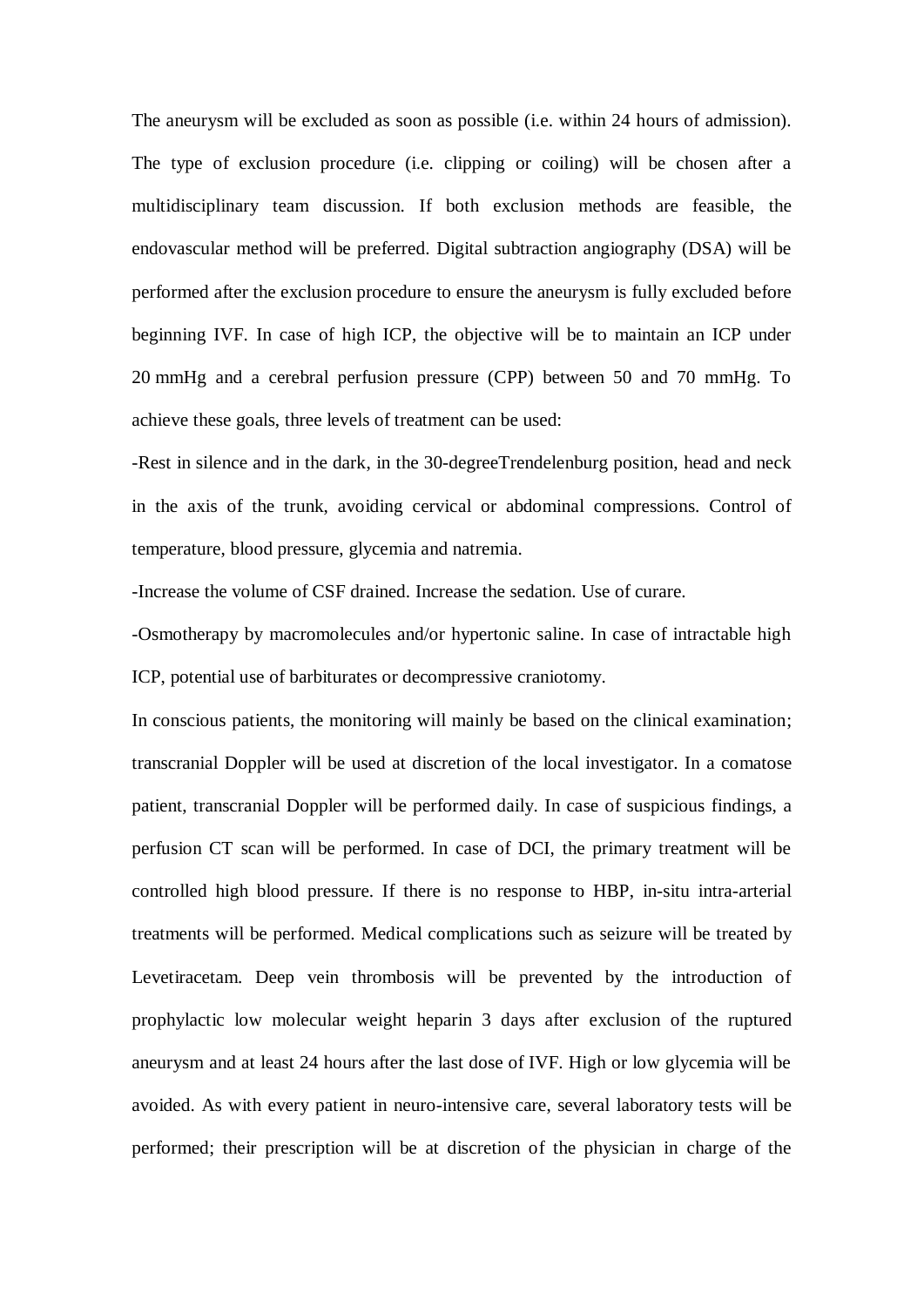The aneurysm will be excluded as soon as possible (i.e. within 24 hours of admission). The type of exclusion procedure (i.e. clipping or coiling) will be chosen after a multidisciplinary team discussion. If both exclusion methods are feasible, the endovascular method will be preferred. Digital subtraction angiography (DSA) will be performed after the exclusion procedure to ensure the aneurysm is fully excluded before beginning IVF. In case of high ICP, the objective will be to maintain an ICP under 20 mmHg and a cerebral perfusion pressure (CPP) between 50 and 70 mmHg. To achieve these goals, three levels of treatment can be used:

-Rest in silence and in the dark, in the 30-degreeTrendelenburg position, head and neck in the axis of the trunk, avoiding cervical or abdominal compressions. Control of temperature, blood pressure, glycemia and natremia.

-Increase the volume of CSF drained. Increase the sedation. Use of curare.

-Osmotherapy by macromolecules and/or hypertonic saline. In case of intractable high ICP, potential use of barbiturates or decompressive craniotomy.

In conscious patients, the monitoring will mainly be based on the clinical examination; transcranial Doppler will be used at discretion of the local investigator. In a comatose patient, transcranial Doppler will be performed daily. In case of suspicious findings, a perfusion CT scan will be performed. In case of DCI, the primary treatment will be controlled high blood pressure. If there is no response to HBP, in-situ intra-arterial treatments will be performed. Medical complications such as seizure will be treated by Levetiracetam. Deep vein thrombosis will be prevented by the introduction of prophylactic low molecular weight heparin 3 days after exclusion of the ruptured aneurysm and at least 24 hours after the last dose of IVF. High or low glycemia will be avoided. As with every patient in neuro-intensive care, several laboratory tests will be performed; their prescription will be at discretion of the physician in charge of the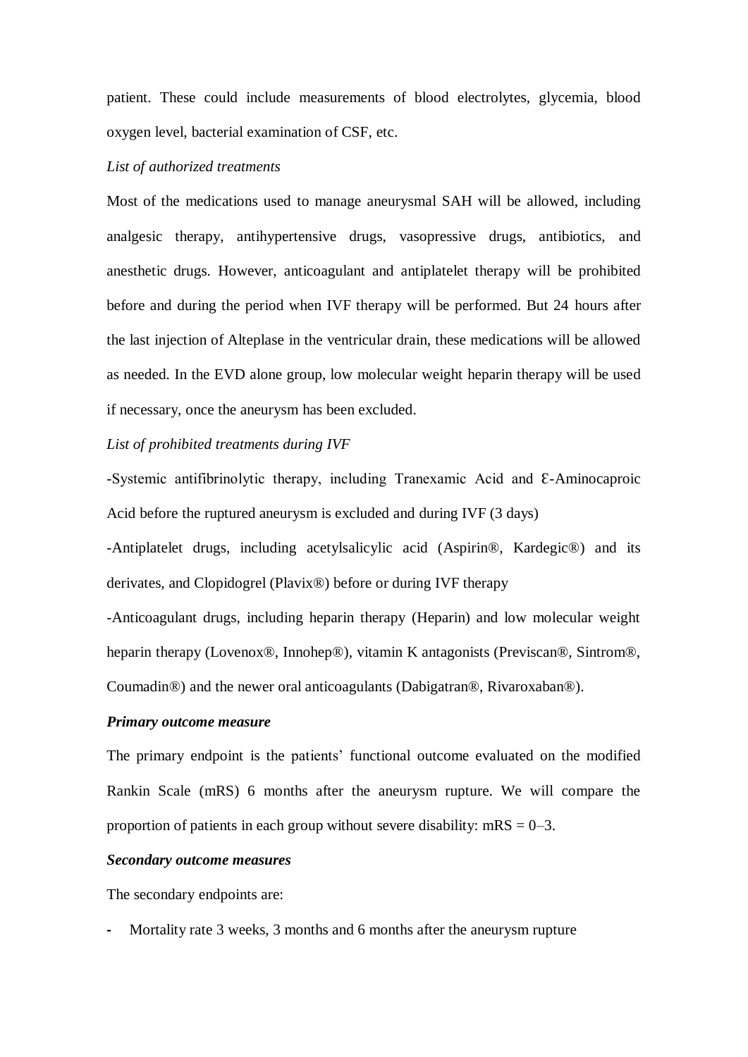patient. These could include measurements of blood electrolytes, glycemia, blood oxygen level, bacterial examination of CSF, etc.

*List of authorized treatments*

Most of the medications used to manage aneurysmal SAH will be allowed, including analgesic therapy, antihypertensive drugs, vasopressive drugs, antibiotics, and anesthetic drugs. However, anticoagulant and antiplatelet therapy will be prohibited before and during the period when IVF therapy will be performed. But 24 hours after the last injection of Alteplase in the ventricular drain, these medications will be allowed as needed. In the EVD alone group, low molecular weight heparin therapy will be used if necessary, once the aneurysm has been excluded.

*List of prohibited treatments during IVF*

-Systemic antifibrinolytic therapy, including Tranexamic Acid and Ɛ-Aminocaproic Acid before the ruptured aneurysm is excluded and during IVF (3 days)

-Antiplatelet drugs, including acetylsalicylic acid (Aspirin®, Kardegic®) and its derivates, and Clopidogrel (Plavix®) before or during IVF therapy

-Anticoagulant drugs, including heparin therapy (Heparin) and low molecular weight heparin therapy (Lovenox®, Innohep®), vitamin K antagonists (Previscan®, Sintrom®, Coumadin®) and the newer oral anticoagulants (Dabigatran®, Rivaroxaban®).

***Primary outcome measure***

The primary endpoint is the patients' functional outcome evaluated on the modified Rankin Scale (mRS) 6 months after the aneurysm rupture. We will compare the proportion of patients in each group without severe disability: mRS = 0–3.

***Secondary outcome measures***

The secondary endpoints are:

- Mortality rate 3 weeks, 3 months and 6 months after the aneurysm rupture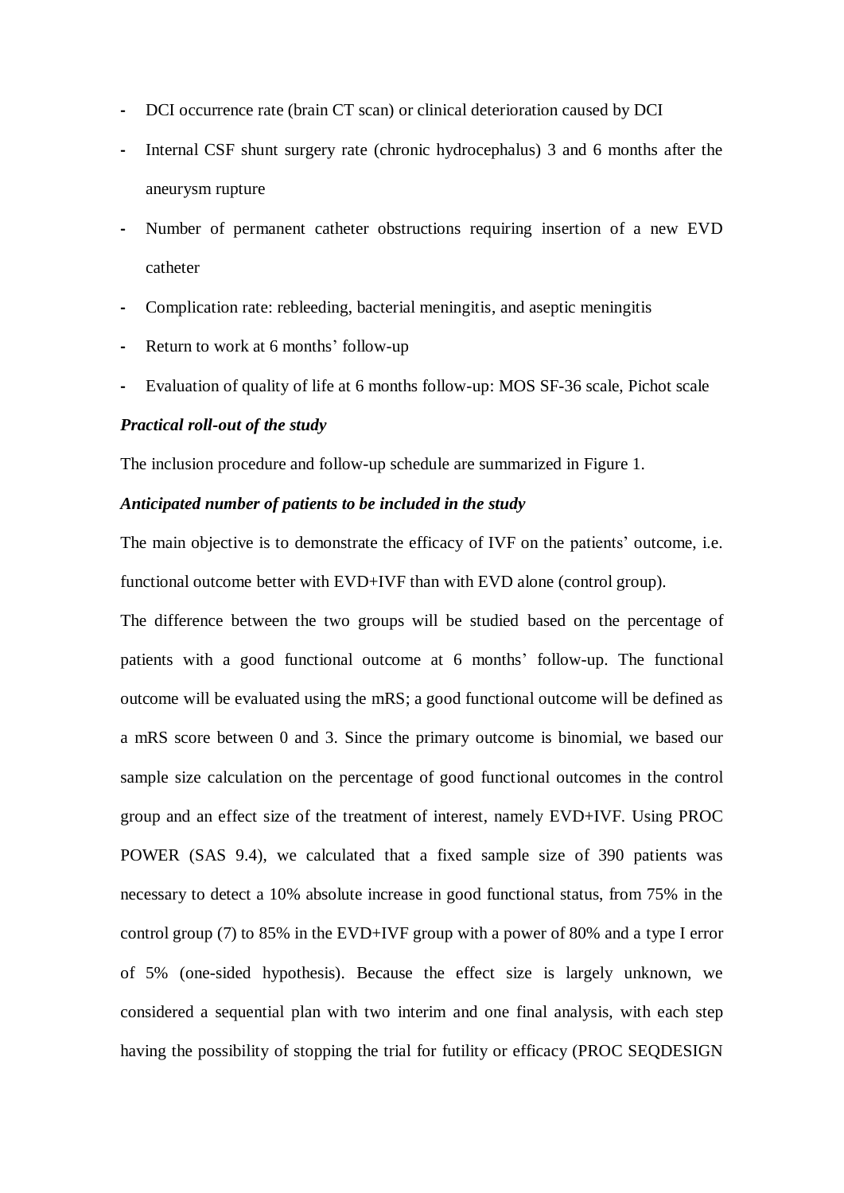- DCI occurrence rate (brain CT scan) or clinical deterioration caused by DCI
- Internal CSF shunt surgery rate (chronic hydrocephalus) 3 and 6 months after the aneurysm rupture
- Number of permanent catheter obstructions requiring insertion of a new EVD catheter
- Complication rate: rebleeding, bacterial meningitis, and aseptic meningitis
- Return to work at 6 months' follow-up
- Evaluation of quality of life at 6 months follow-up: MOS SF-36 scale, Pichot scale

***Practical roll-out of the study***

The inclusion procedure and follow-up schedule are summarized in Figure 1.

***Anticipated number of patients to be included in the study***

The main objective is to demonstrate the efficacy of IVF on the patients' outcome, i.e. functional outcome better with EVD+IVF than with EVD alone (control group).

The difference between the two groups will be studied based on the percentage of patients with a good functional outcome at 6 months' follow-up. The functional outcome will be evaluated using the mRS; a good functional outcome will be defined as a mRS score between 0 and 3. Since the primary outcome is binomial, we based our sample size calculation on the percentage of good functional outcomes in the control group and an effect size of the treatment of interest, namely EVD+IVF. Using PROC POWER (SAS 9.4), we calculated that a fixed sample size of 390 patients was necessary to detect a 10% absolute increase in good functional status, from 75% in the control group (7) to 85% in the EVD+IVF group with a power of 80% and a type I error of 5% (one-sided hypothesis). Because the effect size is largely unknown, we considered a sequential plan with two interim and one final analysis, with each step having the possibility of stopping the trial for futility or efficacy (PROC SEQDESIGN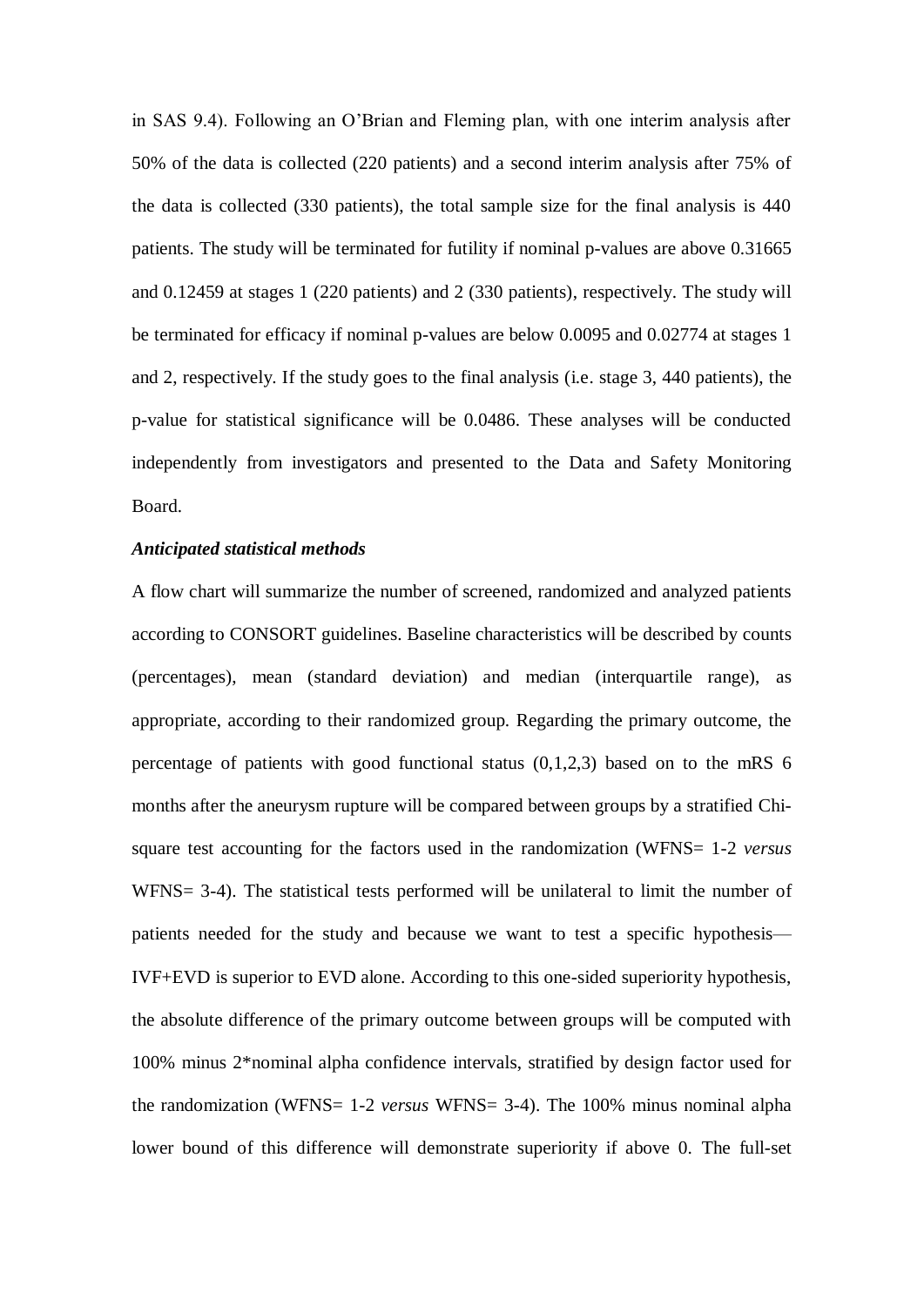in SAS 9.4). Following an O'Brian and Fleming plan, with one interim analysis after 50% of the data is collected (220 patients) and a second interim analysis after 75% of the data is collected (330 patients), the total sample size for the final analysis is 440 patients. The study will be terminated for futility if nominal p-values are above 0.31665 and 0.12459 at stages 1 (220 patients) and 2 (330 patients), respectively. The study will be terminated for efficacy if nominal p-values are below 0.0095 and 0.02774 at stages 1 and 2, respectively. If the study goes to the final analysis (i.e. stage 3, 440 patients), the p-value for statistical significance will be 0.0486. These analyses will be conducted independently from investigators and presented to the Data and Safety Monitoring Board.

***Anticipated statistical methods***

A flow chart will summarize the number of screened, randomized and analyzed patients according to CONSORT guidelines. Baseline characteristics will be described by counts (percentages), mean (standard deviation) and median (interquartile range), as appropriate, according to their randomized group. Regarding the primary outcome, the percentage of patients with good functional status (0,1,2,3) based on to the mRS 6 months after the aneurysm rupture will be compared between groups by a stratified Chi-square test accounting for the factors used in the randomization (WFNS= 1-2 *versus* WFNS= 3-4). The statistical tests performed will be unilateral to limit the number of patients needed for the study and because we want to test a specific hypothesis—IVF+EVD is superior to EVD alone. According to this one-sided superiority hypothesis, the absolute difference of the primary outcome between groups will be computed with 100% minus 2*nominal alpha confidence intervals, stratified by design factor used for the randomization (WFNS= 1-2 *versus* WFNS= 3-4). The 100% minus nominal alpha lower bound of this difference will demonstrate superiority if above 0. The full-set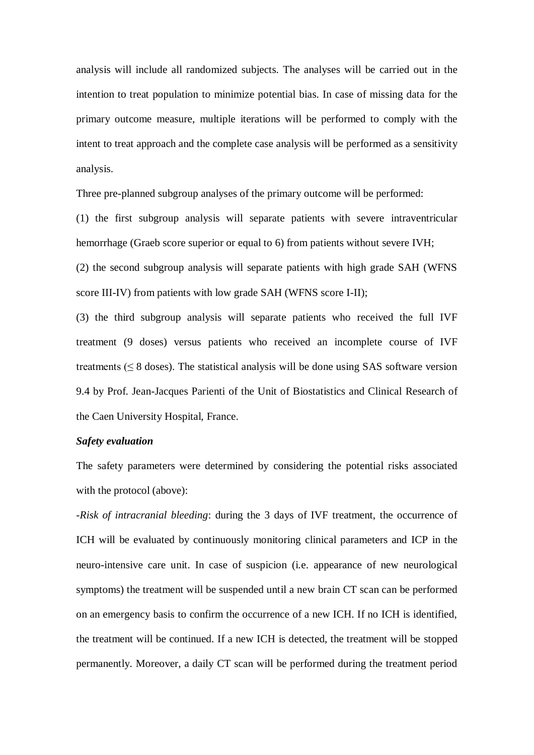analysis will include all randomized subjects. The analyses will be carried out in the intention to treat population to minimize potential bias. In case of missing data for the primary outcome measure, multiple iterations will be performed to comply with the intent to treat approach and the complete case analysis will be performed as a sensitivity analysis.

Three pre-planned subgroup analyses of the primary outcome will be performed:

(1) the first subgroup analysis will separate patients with severe intraventricular hemorrhage (Graeb score superior or equal to 6) from patients without severe IVH;

(2) the second subgroup analysis will separate patients with high grade SAH (WFNS score III-IV) from patients with low grade SAH (WFNS score I-II);

(3) the third subgroup analysis will separate patients who received the full IVF treatment (9 doses) versus patients who received an incomplete course of IVF treatments (≤ 8 doses). The statistical analysis will be done using SAS software version 9.4 by Prof. Jean-Jacques Parienti of the Unit of Biostatistics and Clinical Research of the Caen University Hospital, France.

***Safety evaluation***

The safety parameters were determined by considering the potential risks associated with the protocol (above):

-*Risk of intracranial bleeding*: during the 3 days of IVF treatment, the occurrence of ICH will be evaluated by continuously monitoring clinical parameters and ICP in the neuro-intensive care unit. In case of suspicion (i.e. appearance of new neurological symptoms) the treatment will be suspended until a new brain CT scan can be performed on an emergency basis to confirm the occurrence of a new ICH. If no ICH is identified, the treatment will be continued. If a new ICH is detected, the treatment will be stopped permanently. Moreover, a daily CT scan will be performed during the treatment period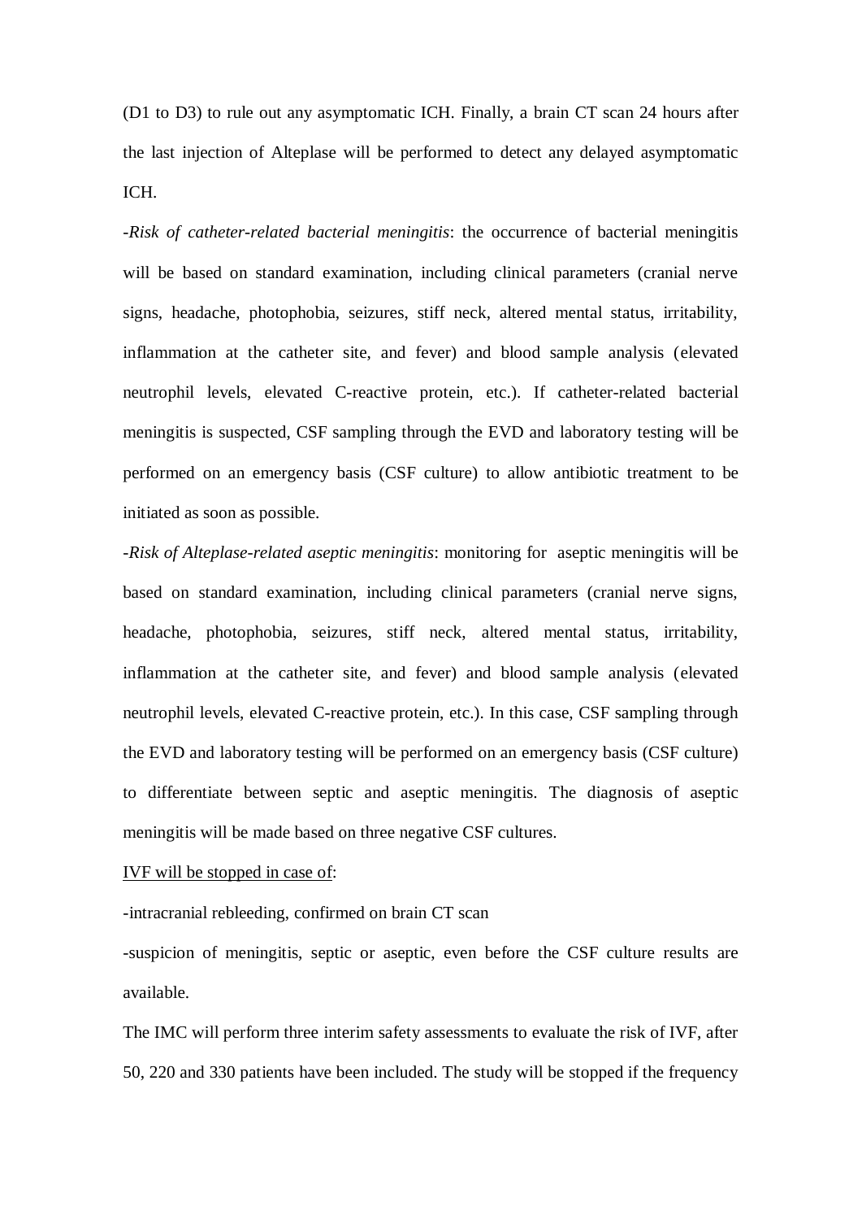(D1 to D3) to rule out any asymptomatic ICH. Finally, a brain CT scan 24 hours after the last injection of Alteplase will be performed to detect any delayed asymptomatic ICH.

-*Risk of catheter-related bacterial meningitis*: the occurrence of bacterial meningitis will be based on standard examination, including clinical parameters (cranial nerve signs, headache, photophobia, seizures, stiff neck, altered mental status, irritability, inflammation at the catheter site, and fever) and blood sample analysis (elevated neutrophil levels, elevated C-reactive protein, etc.). If catheter-related bacterial meningitis is suspected, CSF sampling through the EVD and laboratory testing will be performed on an emergency basis (CSF culture) to allow antibiotic treatment to be initiated as soon as possible.

-*Risk of Alteplase-related aseptic meningitis*: monitoring for aseptic meningitis will be based on standard examination, including clinical parameters (cranial nerve signs, headache, photophobia, seizures, stiff neck, altered mental status, irritability, inflammation at the catheter site, and fever) and blood sample analysis (elevated neutrophil levels, elevated C-reactive protein, etc.). In this case, CSF sampling through the EVD and laboratory testing will be performed on an emergency basis (CSF culture) to differentiate between septic and aseptic meningitis. The diagnosis of aseptic meningitis will be made based on three negative CSF cultures.

<u>IVF will be stopped in case of</u>:

-intracranial rebleeding, confirmed on brain CT scan

-suspicion of meningitis, septic or aseptic, even before the CSF culture results are available.

The IMC will perform three interim safety assessments to evaluate the risk of IVF, after 50, 220 and 330 patients have been included. The study will be stopped if the frequency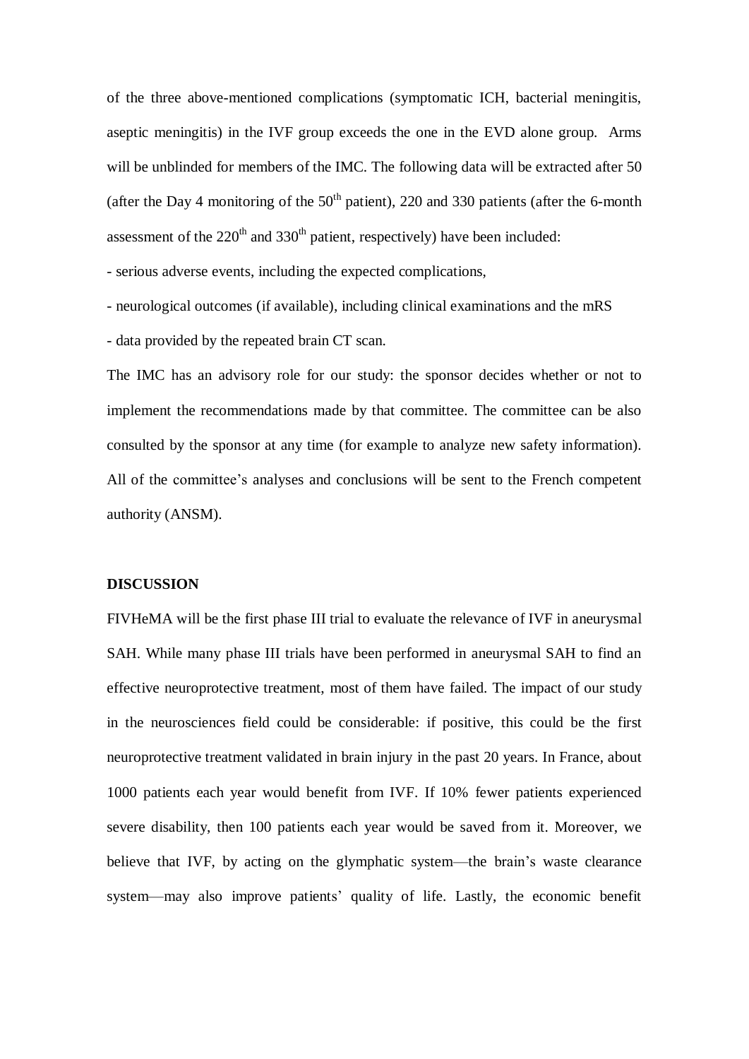of the three above-mentioned complications (symptomatic ICH, bacterial meningitis, aseptic meningitis) in the IVF group exceeds the one in the EVD alone group. Arms will be unblinded for members of the IMC. The following data will be extracted after 50 (after the Day 4 monitoring of the 50th patient), 220 and 330 patients (after the 6-month assessment of the 220th and 330th patient, respectively) have been included:

- serious adverse events, including the expected complications,
- neurological outcomes (if available), including clinical examinations and the mRS
- data provided by the repeated brain CT scan.

The IMC has an advisory role for our study: the sponsor decides whether or not to implement the recommendations made by that committee. The committee can be also consulted by the sponsor at any time (for example to analyze new safety information). All of the committee's analyses and conclusions will be sent to the French competent authority (ANSM).

## DISCUSSION

FIVHeMA will be the first phase III trial to evaluate the relevance of IVF in aneurysmal SAH. While many phase III trials have been performed in aneurysmal SAH to find an effective neuroprotective treatment, most of them have failed. The impact of our study in the neurosciences field could be considerable: if positive, this could be the first neuroprotective treatment validated in brain injury in the past 20 years. In France, about 1000 patients each year would benefit from IVF. If 10% fewer patients experienced severe disability, then 100 patients each year would be saved from it. Moreover, we believe that IVF, by acting on the glymphatic system—the brain's waste clearance system—may also improve patients' quality of life. Lastly, the economic benefit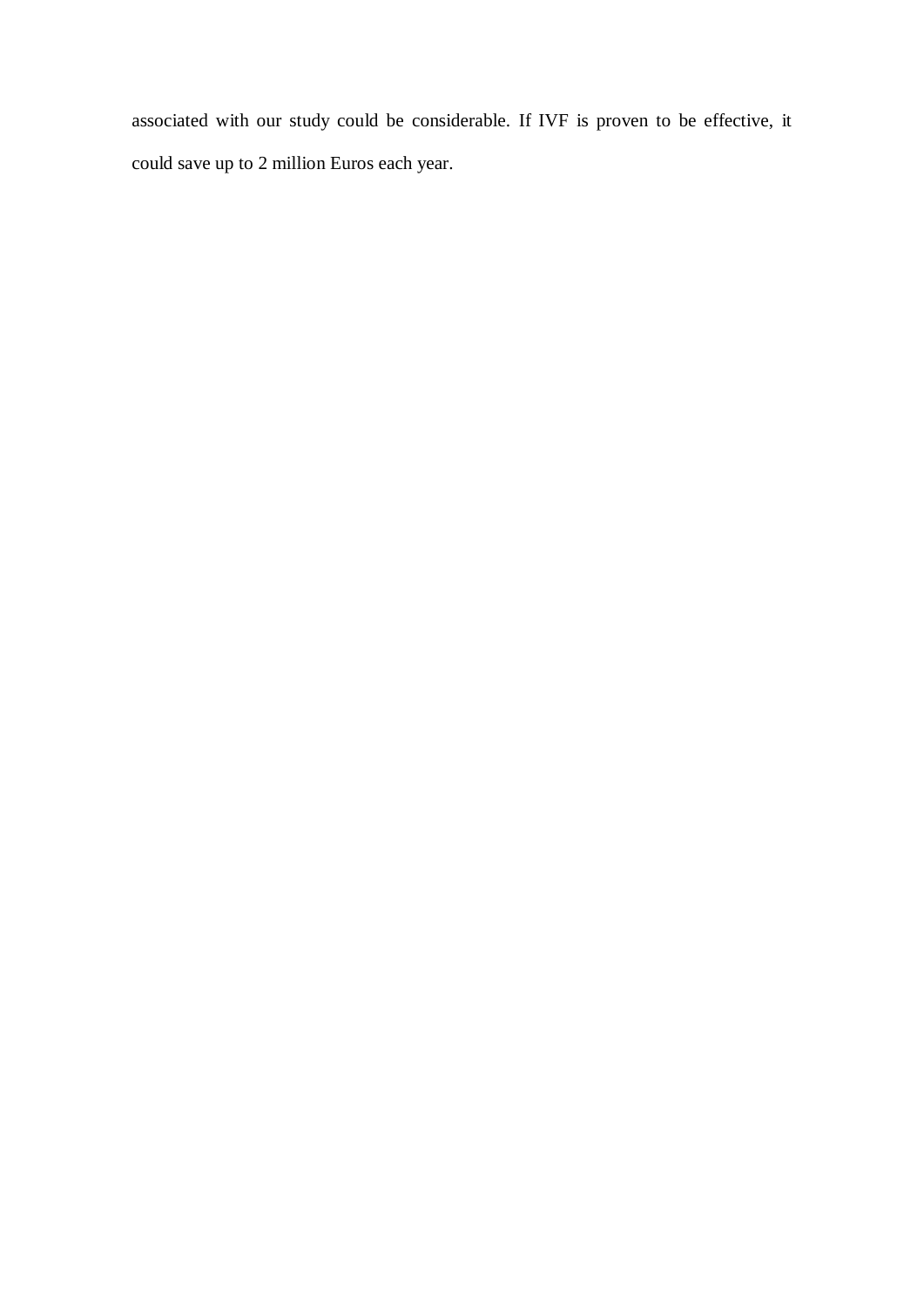associated with our study could be considerable. If IVF is proven to be effective, it could save up to 2 million Euros each year.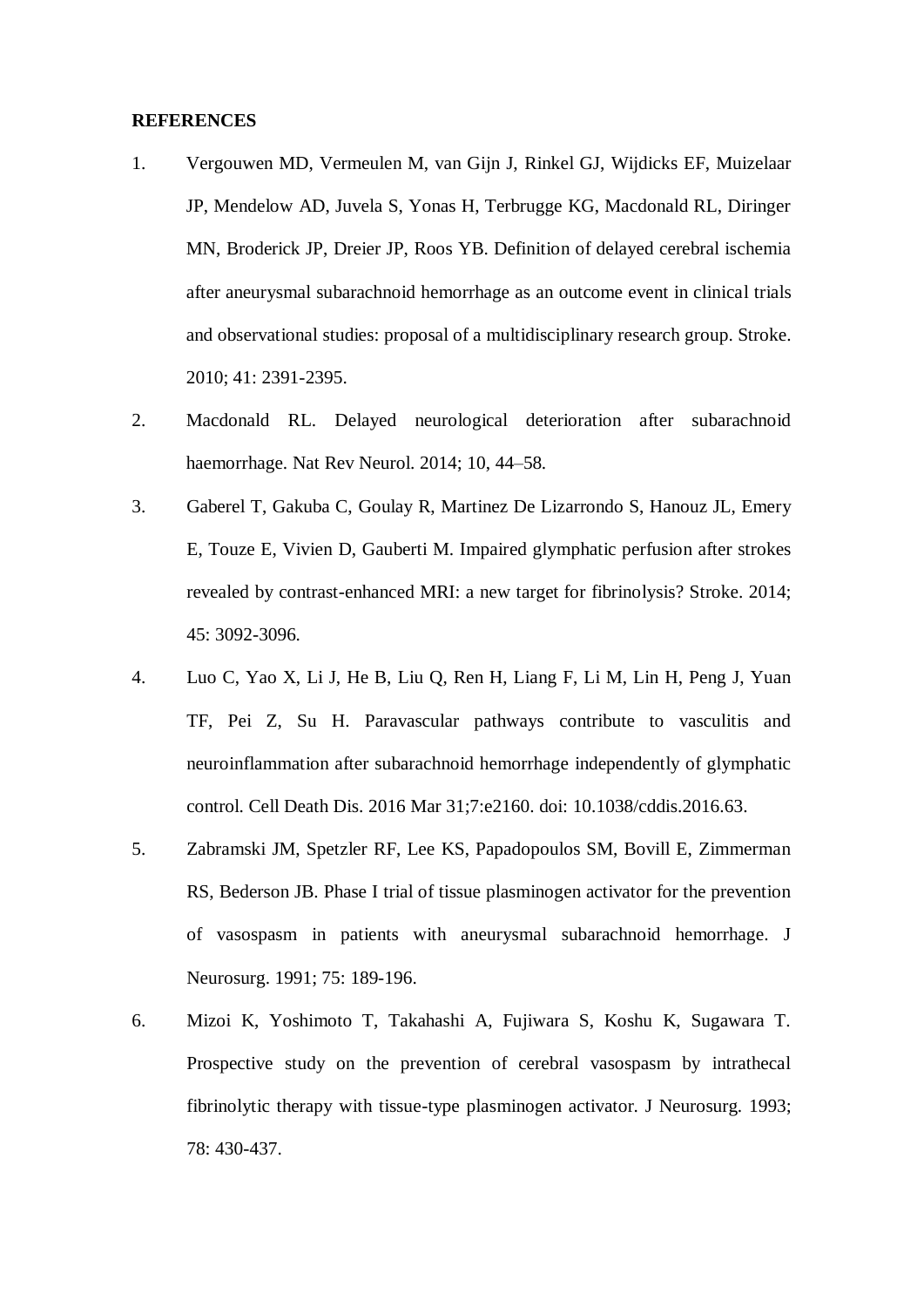**REFERENCES**

1. Vergouwen MD, Vermeulen M, van Gijn J, Rinkel GJ, Wijdicks EF, Muizelaar JP, Mendelow AD, Juvela S, Yonas H, Terbrugge KG, Macdonald RL, Diringer MN, Broderick JP, Dreier JP, Roos YB. Definition of delayed cerebral ischemia after aneurysmal subarachnoid hemorrhage as an outcome event in clinical trials and observational studies: proposal of a multidisciplinary research group. Stroke. 2010; 41: 2391-2395.
2. Macdonald RL. Delayed neurological deterioration after subarachnoid haemorrhage. Nat Rev Neurol. 2014; 10, 44–58.
3. Gaberel T, Gakuba C, Goulay R, Martinez De Lizarrondo S, Hanouz JL, Emery E, Touze E, Vivien D, Gauberti M. Impaired glymphatic perfusion after strokes revealed by contrast-enhanced MRI: a new target for fibrinolysis? Stroke. 2014; 45: 3092-3096.
4. Luo C, Yao X, Li J, He B, Liu Q, Ren H, Liang F, Li M, Lin H, Peng J, Yuan TF, Pei Z, Su H. Paravascular pathways contribute to vasculitis and neuroinflammation after subarachnoid hemorrhage independently of glymphatic control. Cell Death Dis. 2016 Mar 31;7:e2160. doi: 10.1038/cddis.2016.63.
5. Zabramski JM, Spetzler RF, Lee KS, Papadopoulos SM, Bovill E, Zimmerman RS, Bederson JB. Phase I trial of tissue plasminogen activator for the prevention of vasospasm in patients with aneurysmal subarachnoid hemorrhage. J Neurosurg. 1991; 75: 189-196.
6. Mizoi K, Yoshimoto T, Takahashi A, Fujiwara S, Koshu K, Sugawara T. Prospective study on the prevention of cerebral vasospasm by intrathecal fibrinolytic therapy with tissue-type plasminogen activator. J Neurosurg. 1993; 78: 430-437.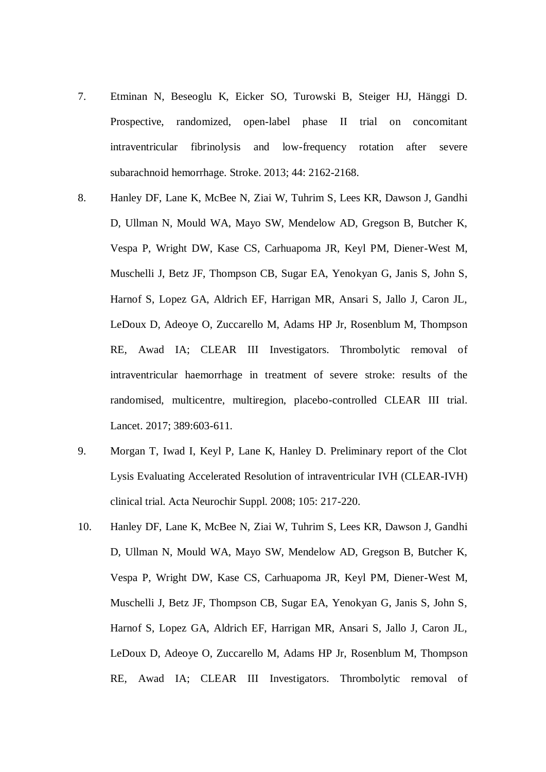7. Etminan N, Beseoglu K, Eicker SO, Turowski B, Steiger HJ, Hänggi D. Prospective, randomized, open-label phase II trial on concomitant intraventricular fibrinolysis and low-frequency rotation after severe subarachnoid hemorrhage. Stroke. 2013; 44: 2162-2168.

8. Hanley DF, Lane K, McBee N, Ziai W, Tuhrim S, Lees KR, Dawson J, Gandhi D, Ullman N, Mould WA, Mayo SW, Mendelow AD, Gregson B, Butcher K, Vespa P, Wright DW, Kase CS, Carhuapoma JR, Keyl PM, Diener-West M, Muschelli J, Betz JF, Thompson CB, Sugar EA, Yenokyan G, Janis S, John S, Harnof S, Lopez GA, Aldrich EF, Harrigan MR, Ansari S, Jallo J, Caron JL, LeDoux D, Adeoye O, Zuccarello M, Adams HP Jr, Rosenblum M, Thompson RE, Awad IA; CLEAR III Investigators. Thrombolytic removal of intraventricular haemorrhage in treatment of severe stroke: results of the randomised, multicentre, multiregion, placebo-controlled CLEAR III trial. Lancet. 2017; 389:603-611.

9. Morgan T, Iwad I, Keyl P, Lane K, Hanley D. Preliminary report of the Clot Lysis Evaluating Accelerated Resolution of intraventricular IVH (CLEAR-IVH) clinical trial. Acta Neurochir Suppl. 2008; 105: 217-220.

10. Hanley DF, Lane K, McBee N, Ziai W, Tuhrim S, Lees KR, Dawson J, Gandhi D, Ullman N, Mould WA, Mayo SW, Mendelow AD, Gregson B, Butcher K, Vespa P, Wright DW, Kase CS, Carhuapoma JR, Keyl PM, Diener-West M, Muschelli J, Betz JF, Thompson CB, Sugar EA, Yenokyan G, Janis S, John S, Harnof S, Lopez GA, Aldrich EF, Harrigan MR, Ansari S, Jallo J, Caron JL, LeDoux D, Adeoye O, Zuccarello M, Adams HP Jr, Rosenblum M, Thompson RE, Awad IA; CLEAR III Investigators. Thrombolytic removal of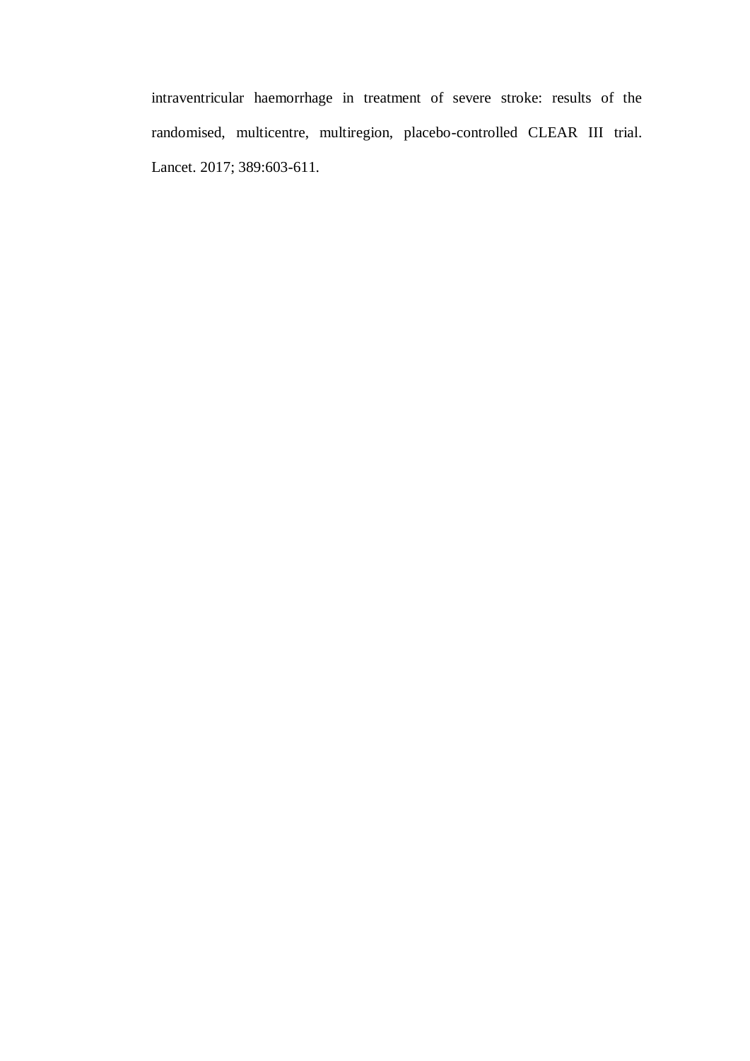intraventricular haemorrhage in treatment of severe stroke: results of the randomised, multicentre, multiregion, placebo-controlled CLEAR III trial. Lancet. 2017; 389:603-611.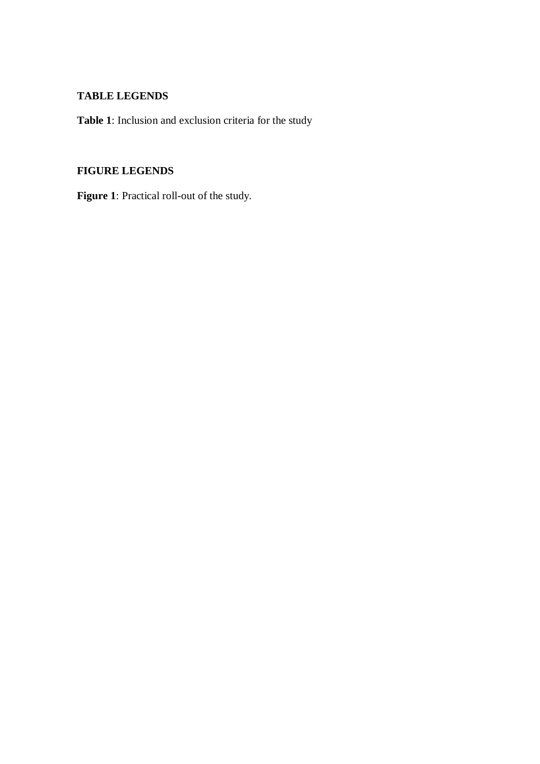## TABLE LEGENDS

**Table 1**: Inclusion and exclusion criteria for the study

## FIGURE LEGENDS

**Figure 1**: Practical roll-out of the study.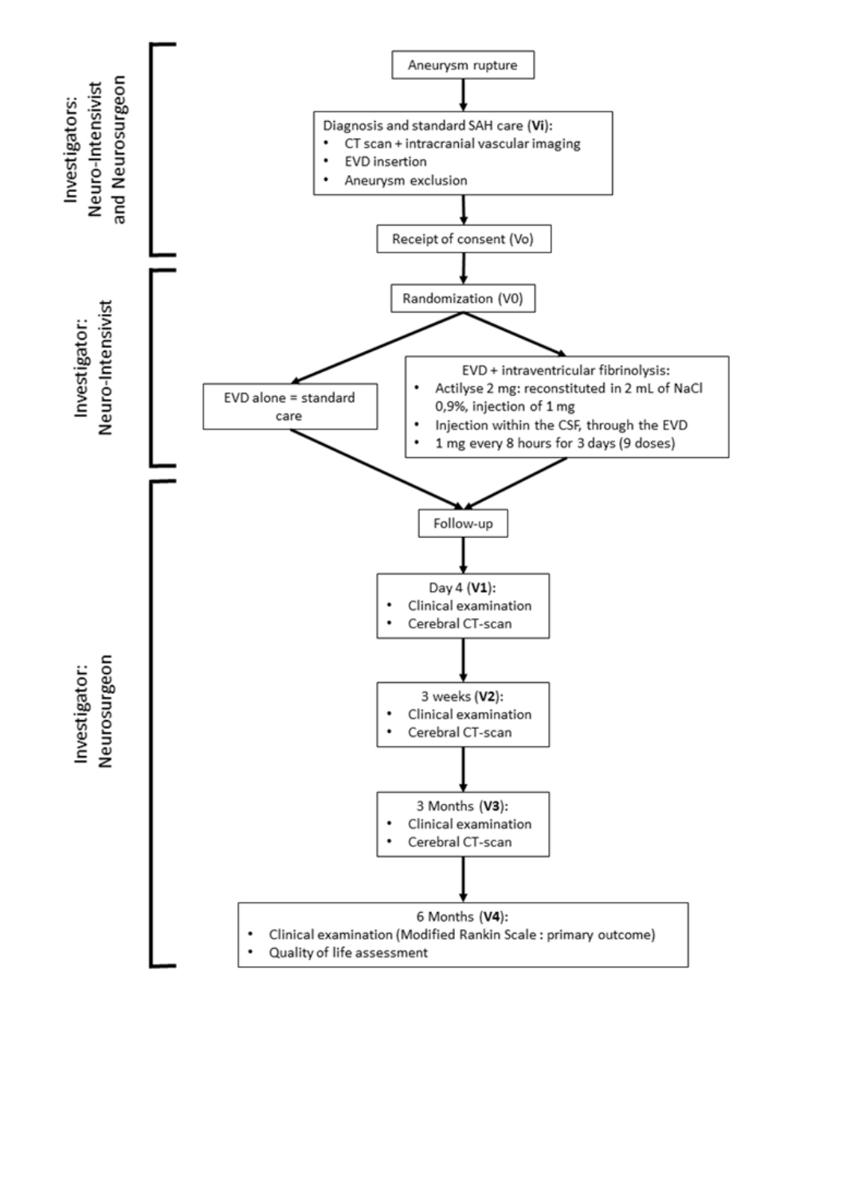**Investigator: Neuro-Intensivist and Neurosurgeon**

Aneurysm rupture

↓

Diagnosis and standard SAH care (**Vi**):
- CT scan + intracranial vascular imaging
- EVD insertion
- Aneurysm exclusion

↓

Receipt of consent (Vo)

**Investigator: Neuro-Intensivist**

↓

Randomization (V0)

↓

EVD alone = standard care

EVD + intraventricular fibrinolysis:
- Actilyse 2 mg: reconstituted in 2 mL of NaCl 0,9%, injection of 1 mg
- Injection within the CSF, through the EVD
- 1 mg every 8 hours for 3 days (9 doses)

**Investigator: Neurosurgeon**

↓

Follow-up

↓

Day 4 (**V1**):
- Clinical examination
- Cerebral CT-scan

↓

3 weeks (**V2**):
- Clinical examination
- Cerebral CT-scan

↓

3 Months (**V3**):
- Clinical examination
- Cerebral CT-scan

↓

6 Months (**V4**):
- Clinical examination (Modified Rankin Scale : primary outcome)
- Quality of life assessment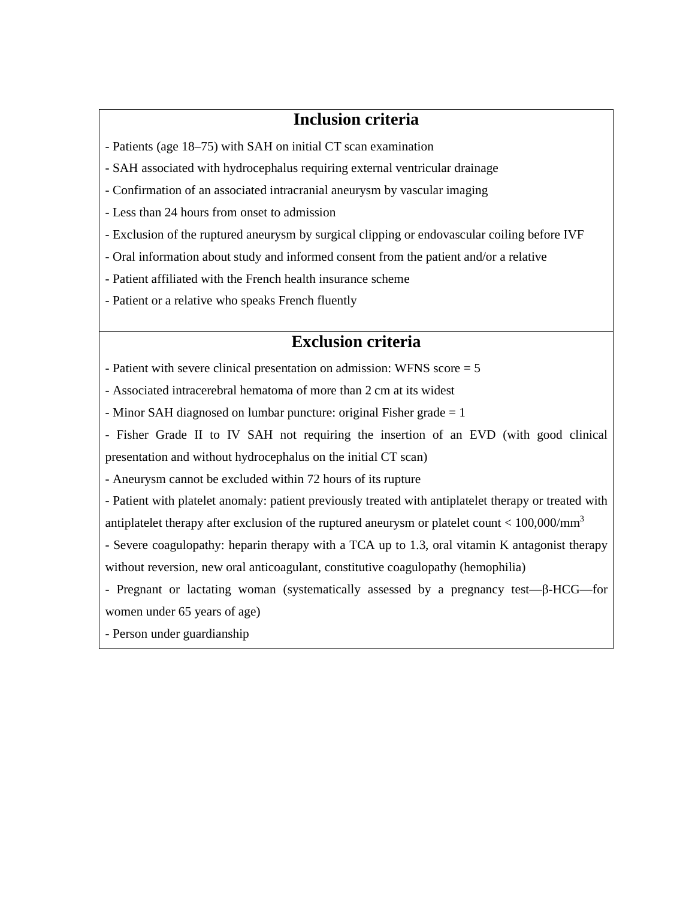## Inclusion criteria

- Patients (age 18–75) with SAH on initial CT scan examination
- SAH associated with hydrocephalus requiring external ventricular drainage
- Confirmation of an associated intracranial aneurysm by vascular imaging
- Less than 24 hours from onset to admission
- Exclusion of the ruptured aneurysm by surgical clipping or endovascular coiling before IVF
- Oral information about study and informed consent from the patient and/or a relative
- Patient affiliated with the French health insurance scheme
- Patient or a relative who speaks French fluently

## Exclusion criteria

- Patient with severe clinical presentation on admission: WFNS score = 5
- Associated intracerebral hematoma of more than 2 cm at its widest
- Minor SAH diagnosed on lumbar puncture: original Fisher grade = 1
- Fisher Grade II to IV SAH not requiring the insertion of an EVD (with good clinical presentation and without hydrocephalus on the initial CT scan)
- Aneurysm cannot be excluded within 72 hours of its rupture
- Patient with platelet anomaly: patient previously treated with antiplatelet therapy or treated with antiplatelet therapy after exclusion of the ruptured aneurysm or platelet count < 100,000/$mm^3$
- Severe coagulopathy: heparin therapy with a TCA up to 1.3, oral vitamin K antagonist therapy without reversion, new oral anticoagulant, constitutive coagulopathy (hemophilia)
- Pregnant or lactating woman (systematically assessed by a pregnancy test—β-HCG—for women under 65 years of age)
- Person under guardianship